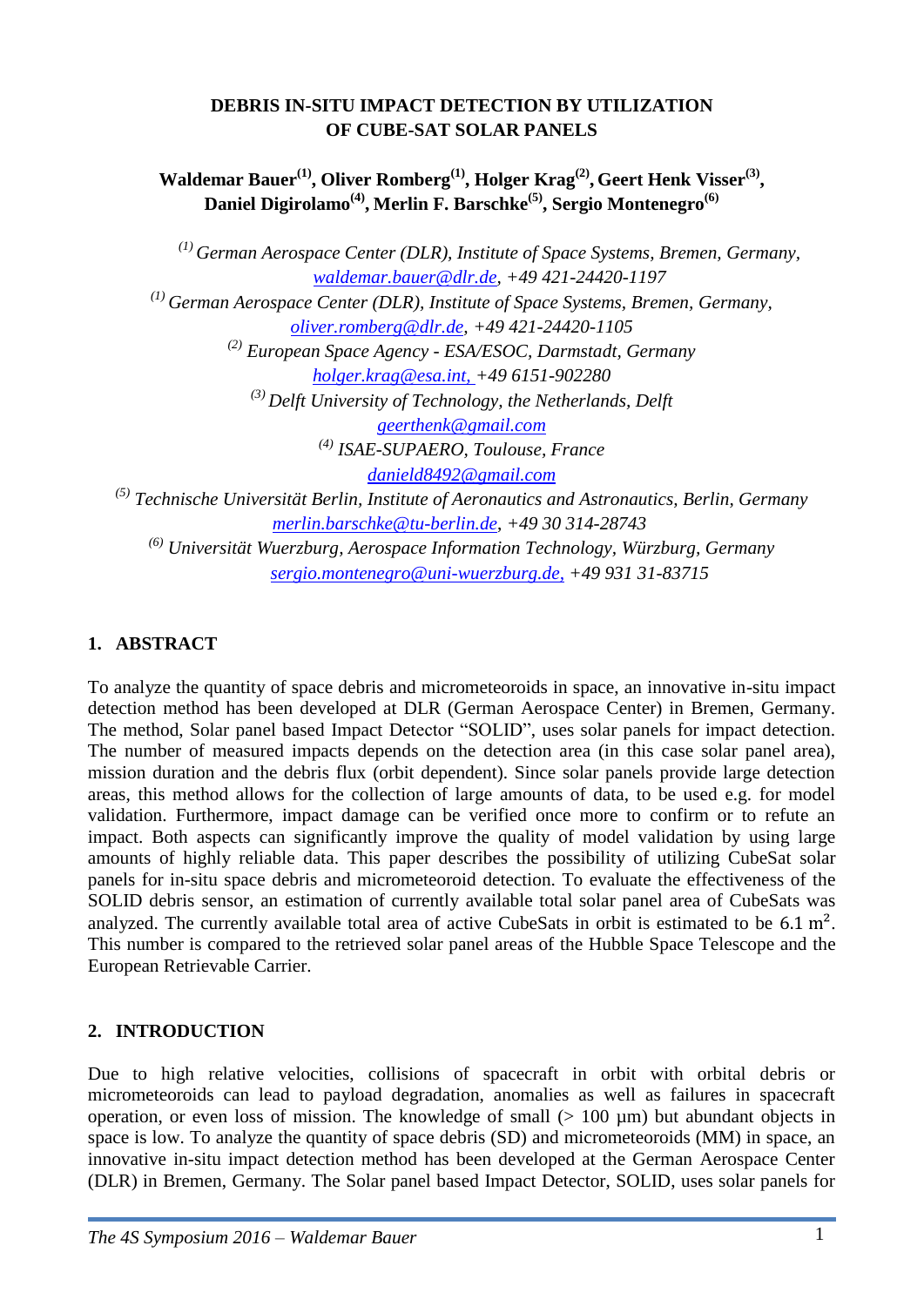# DEBRIS IN-SITU IMPACT DETECTION BY UTILIZATION OF CUBE-SAT SOLAR PANELS

**Waldemar Bauer[(1)], Oliver Romberg[(1)], Holger Krag[(2)], Geert Henk Visser[(3)], Daniel Digirolamo[(4)], Merlin F. Barschke[(5)], Sergio Montenegro[(6)]**

*[(1)] German Aerospace Center (DLR), Institute of Space Systems, Bremen, Germany,*
*waldemar.bauer@dlr.de, +49 421-24420-1197*

*[(1)] German Aerospace Center (DLR), Institute of Space Systems, Bremen, Germany,*
*oliver.romberg@dlr.de, +49 421-24420-1105*

*[(2)] European Space Agency - ESA/ESOC, Darmstadt, Germany*
*holger.krag@esa.int, +49 6151-902280*

*[(3)] Delft University of Technology, the Netherlands, Delft*
*geerthenk@gmail.com*

*[(4)] ISAE-SUPAERO, Toulouse, France*
*danield8492@gmail.com*

*[(5)] Technische Universität Berlin, Institute of Aeronautics and Astronautics, Berlin, Germany*
*merlin.barschke@tu-berlin.de, +49 30 314-28743*

*[(6)] Universität Wuerzburg, Aerospace Information Technology, Würzburg, Germany*
*sergio.montenegro@uni-wuerzburg.de, +49 931 31-83715*

## 1. ABSTRACT

To analyze the quantity of space debris and micrometeoroids in space, an innovative in-situ impact detection method has been developed at DLR (German Aerospace Center) in Bremen, Germany. The method, Solar panel based Impact Detector "SOLID", uses solar panels for impact detection. The number of measured impacts depends on the detection area (in this case solar panel area), mission duration and the debris flux (orbit dependent). Since solar panels provide large detection areas, this method allows for the collection of large amounts of data, to be used e.g. for model validation. Furthermore, impact damage can be verified once more to confirm or to refute an impact. Both aspects can significantly improve the quality of model validation by using large amounts of highly reliable data. This paper describes the possibility of utilizing CubeSat solar panels for in-situ space debris and micrometeoroid detection. To evaluate the effectiveness of the SOLID debris sensor, an estimation of currently available total solar panel area of CubeSats was analyzed. The currently available total area of active CubeSats in orbit is estimated to be 6.1 m². This number is compared to the retrieved solar panel areas of the Hubble Space Telescope and the European Retrievable Carrier.

## 2. INTRODUCTION

Due to high relative velocities, collisions of spacecraft in orbit with orbital debris or micrometeoroids can lead to payload degradation, anomalies as well as failures in spacecraft operation, or even loss of mission. The knowledge of small (> 100 µm) but abundant objects in space is low. To analyze the quantity of space debris (SD) and micrometeoroids (MM) in space, an innovative in-situ impact detection method has been developed at the German Aerospace Center (DLR) in Bremen, Germany. The Solar panel based Impact Detector, SOLID, uses solar panels for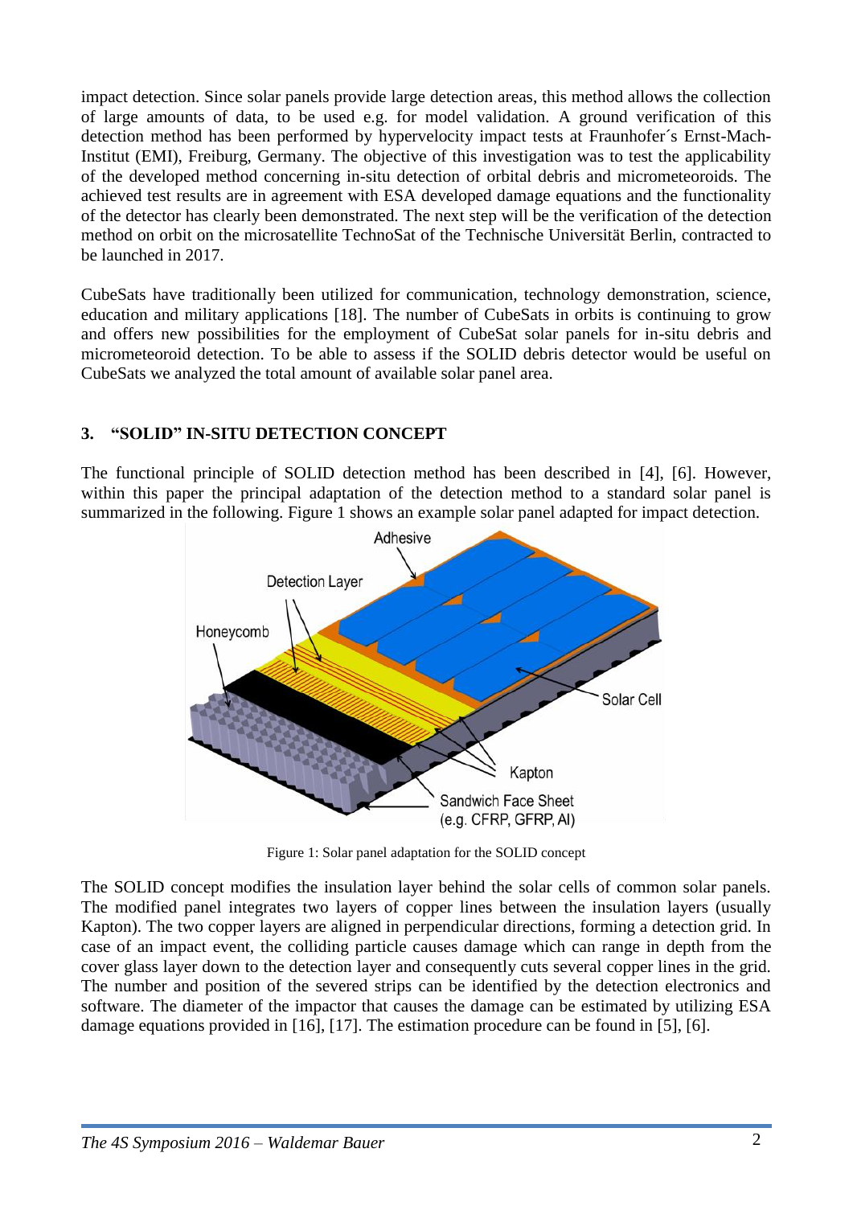impact detection. Since solar panels provide large detection areas, this method allows the collection of large amounts of data, to be used e.g. for model validation. A ground verification of this detection method has been performed by hypervelocity impact tests at Fraunhofer´s Ernst-Mach-Institut (EMI), Freiburg, Germany. The objective of this investigation was to test the applicability of the developed method concerning in-situ detection of orbital debris and micrometeoroids. The achieved test results are in agreement with ESA developed damage equations and the functionality of the detector has clearly been demonstrated. The next step will be the verification of the detection method on orbit on the microsatellite TechnoSat of the Technische Universität Berlin, contracted to be launched in 2017.

CubeSats have traditionally been utilized for communication, technology demonstration, science, education and military applications [18]. The number of CubeSats in orbits is continuing to grow and offers new possibilities for the employment of CubeSat solar panels for in-situ debris and micrometeoroid detection. To be able to assess if the SOLID debris detector would be useful on CubeSats we analyzed the total amount of available solar panel area.

## 3. "SOLID" IN-SITU DETECTION CONCEPT

The functional principle of SOLID detection method has been described in [4], [6]. However, within this paper the principal adaptation of the detection method to a standard solar panel is summarized in the following. Figure 1 shows an example solar panel adapted for impact detection.

Figure 1: Solar panel adaptation for the SOLID concept

The SOLID concept modifies the insulation layer behind the solar cells of common solar panels. The modified panel integrates two layers of copper lines between the insulation layers (usually Kapton). The two copper layers are aligned in perpendicular directions, forming a detection grid. In case of an impact event, the colliding particle causes damage which can range in depth from the cover glass layer down to the detection layer and consequently cuts several copper lines in the grid. The number and position of the severed strips can be identified by the detection electronics and software. The diameter of the impactor that causes the damage can be estimated by utilizing ESA damage equations provided in [16], [17]. The estimation procedure can be found in [5], [6].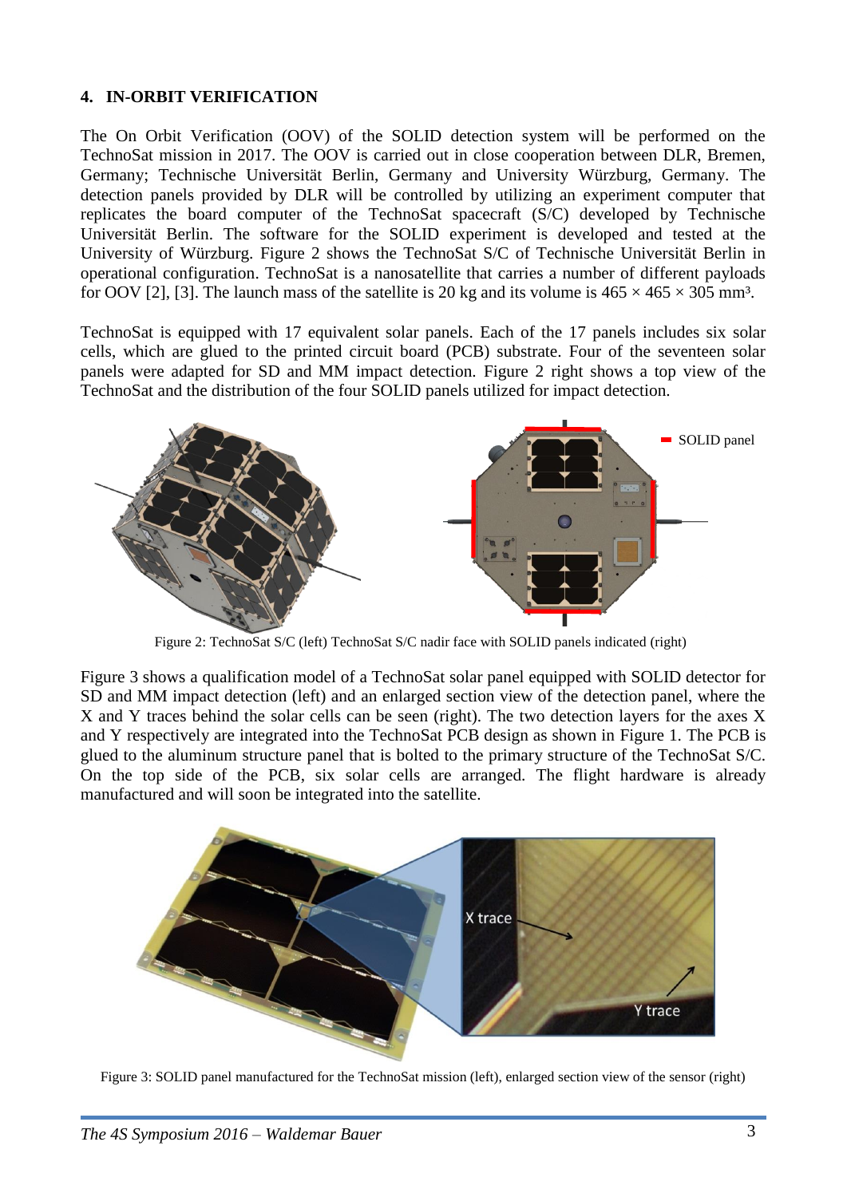## 4. IN-ORBIT VERIFICATION

The On Orbit Verification (OOV) of the SOLID detection system will be performed on the TechnoSat mission in 2017. The OOV is carried out in close cooperation between DLR, Bremen, Germany; Technische Universität Berlin, Germany and University Würzburg, Germany. The detection panels provided by DLR will be controlled by utilizing an experiment computer that replicates the board computer of the TechnoSat spacecraft (S/C) developed by Technische Universität Berlin. The software for the SOLID experiment is developed and tested at the University of Würzburg. Figure 2 shows the TechnoSat S/C of Technische Universität Berlin in operational configuration. TechnoSat is a nanosatellite that carries a number of different payloads for OOV [2], [3]. The launch mass of the satellite is 20 kg and its volume is 465 × 465 × 305 mm³.

TechnoSat is equipped with 17 equivalent solar panels. Each of the 17 panels includes six solar cells, which are glued to the printed circuit board (PCB) substrate. Four of the seventeen solar panels were adapted for SD and MM impact detection. Figure 2 right shows a top view of the TechnoSat and the distribution of the four SOLID panels utilized for impact detection.

Figure 2: TechnoSat S/C (left) TechnoSat S/C nadir face with SOLID panels indicated (right)

Figure 3 shows a qualification model of a TechnoSat solar panel equipped with SOLID detector for SD and MM impact detection (left) and an enlarged section view of the detection panel, where the X and Y traces behind the solar cells can be seen (right). The two detection layers for the axes X and Y respectively are integrated into the TechnoSat PCB design as shown in Figure 1. The PCB is glued to the aluminum structure panel that is bolted to the primary structure of the TechnoSat S/C. On the top side of the PCB, six solar cells are arranged. The flight hardware is already manufactured and will soon be integrated into the satellite.

Figure 3: SOLID panel manufactured for the TechnoSat mission (left), enlarged section view of the sensor (right)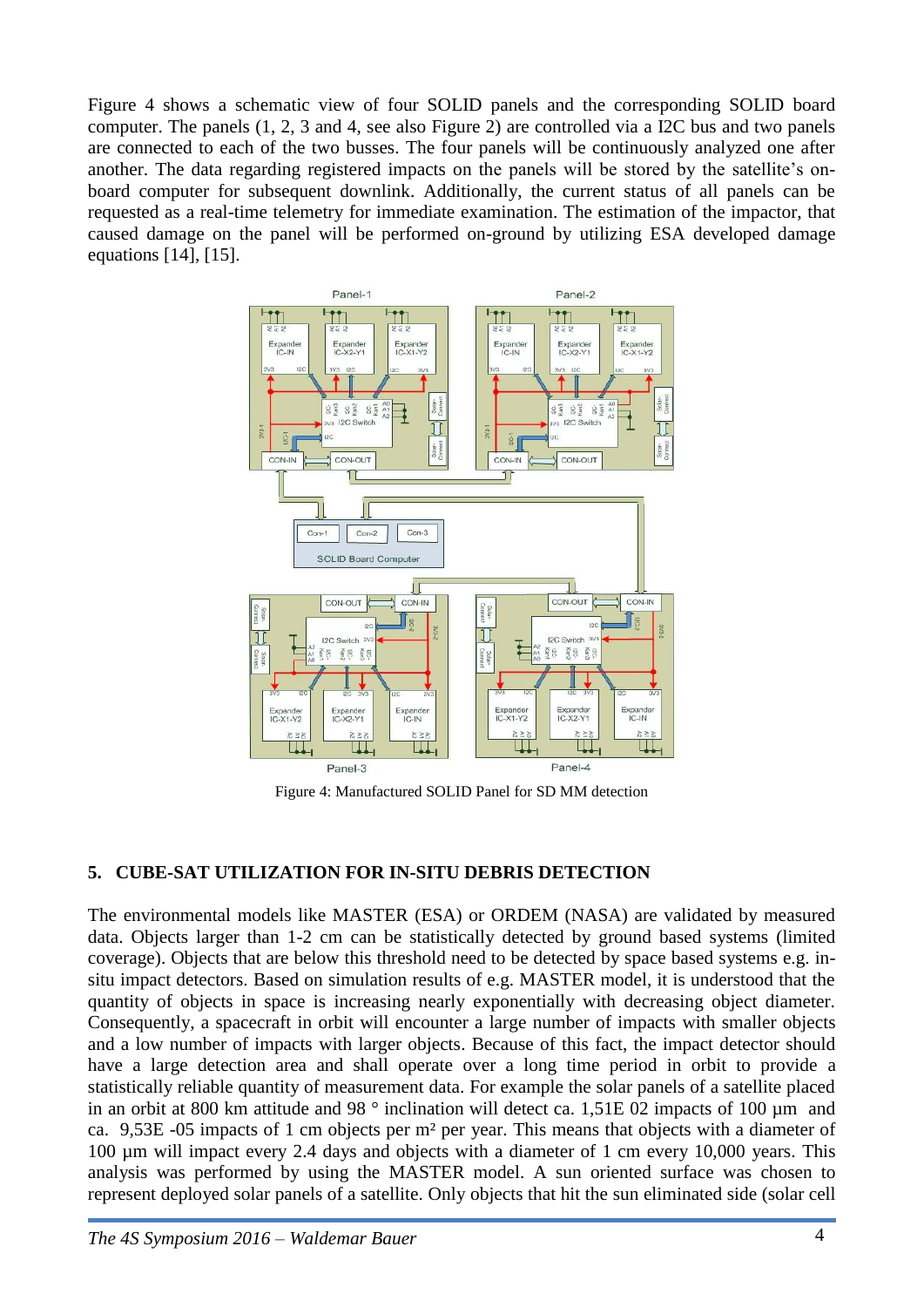Figure 4 shows a schematic view of four SOLID panels and the corresponding SOLID board computer. The panels (1, 2, 3 and 4, see also Figure 2) are controlled via a I2C bus and two panels are connected to each of the two busses. The four panels will be continuously analyzed one after another. The data regarding registered impacts on the panels will be stored by the satellite's on-board computer for subsequent downlink. Additionally, the current status of all panels can be requested as a real-time telemetry for immediate examination. The estimation of the impactor, that caused damage on the panel will be performed on-ground by utilizing ESA developed damage equations [14], [15].

Figure 4: Manufactured SOLID Panel for SD MM detection

## 5. CUBE-SAT UTILIZATION FOR IN-SITU DEBRIS DETECTION

The environmental models like MASTER (ESA) or ORDEM (NASA) are validated by measured data. Objects larger than 1-2 cm can be statistically detected by ground based systems (limited coverage). Objects that are below this threshold need to be detected by space based systems e.g. in-situ impact detectors. Based on simulation results of e.g. MASTER model, it is understood that the quantity of objects in space is increasing nearly exponentially with decreasing object diameter. Consequently, a spacecraft in orbit will encounter a large number of impacts with smaller objects and a low number of impacts with larger objects. Because of this fact, the impact detector should have a large detection area and shall operate over a long time period in orbit to provide a statistically reliable quantity of measurement data. For example the solar panels of a satellite placed in an orbit at 800 km attitude and 98 ° inclination will detect ca. 1,51E 02 impacts of 100 µm and ca. 9,53E -05 impacts of 1 cm objects per m² per year. This means that objects with a diameter of 100 µm will impact every 2.4 days and objects with a diameter of 1 cm every 10,000 years. This analysis was performed by using the MASTER model. A sun oriented surface was chosen to represent deployed solar panels of a satellite. Only objects that hit the sun eliminated side (solar cell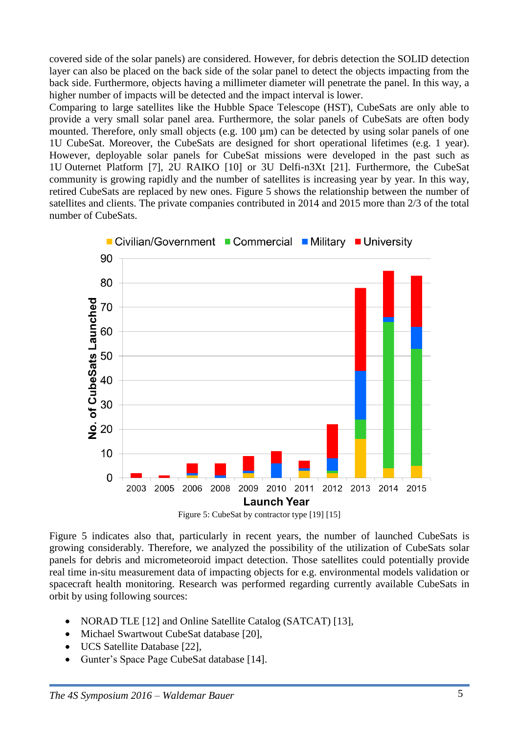covered side of the solar panels) are considered. However, for debris detection the SOLID detection layer can also be placed on the back side of the solar panel to detect the objects impacting from the back side. Furthermore, objects having a millimeter diameter will penetrate the panel. In this way, a higher number of impacts will be detected and the impact interval is lower.
Comparing to large satellites like the Hubble Space Telescope (HST), CubeSats are only able to provide a very small solar panel area. Furthermore, the solar panels of CubeSats are often body mounted. Therefore, only small objects (e.g. 100 µm) can be detected by using solar panels of one 1U CubeSat. Moreover, the CubeSats are designed for short operational lifetimes (e.g. 1 year). However, deployable solar panels for CubeSat missions were developed in the past such as 1U Outernet Platform [7], 2U RAIKO [10] or 3U Delfi-n3Xt [21]. Furthermore, the CubeSat community is growing rapidly and the number of satellites is increasing year by year. In this way, retired CubeSats are replaced by new ones. Figure 5 shows the relationship between the number of satellites and clients. The private companies contributed in 2014 and 2015 more than 2/3 of the total number of CubeSats.

Figure 5: CubeSat by contractor type [19] [15]

Figure 5 indicates also that, particularly in recent years, the number of launched CubeSats is growing considerably. Therefore, we analyzed the possibility of the utilization of CubeSats solar panels for debris and micrometeoroid impact detection. Those satellites could potentially provide real time in-situ measurement data of impacting objects for e.g. environmental models validation or spacecraft health monitoring. Research was performed regarding currently available CubeSats in orbit by using following sources:

- NORAD TLE [12] and Online Satellite Catalog (SATCAT) [13],
- Michael Swartwout CubeSat database [20],
- UCS Satellite Database [22],
- Gunter's Space Page CubeSat database [14].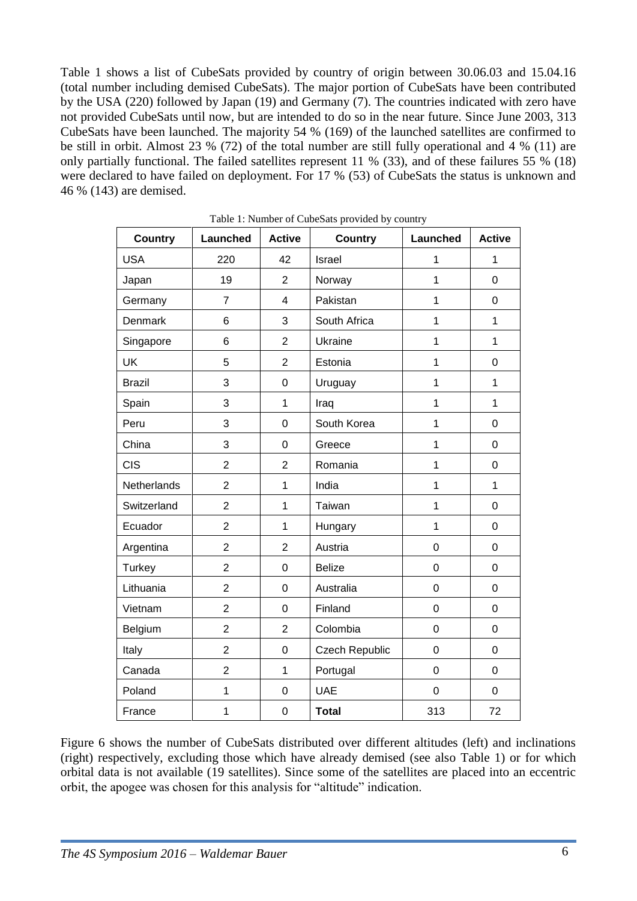Table 1 shows a list of CubeSats provided by country of origin between 30.06.03 and 15.04.16 (total number including demised CubeSats). The major portion of CubeSats have been contributed by the USA (220) followed by Japan (19) and Germany (7). The countries indicated with zero have not provided CubeSats until now, but are intended to do so in the near future. Since June 2003, 313 CubeSats have been launched. The majority 54 % (169) of the launched satellites are confirmed to be still in orbit. Almost 23 % (72) of the total number are still fully operational and 4 % (11) are only partially functional. The failed satellites represent 11 % (33), and of these failures 55 % (18) were declared to have failed on deployment. For 17 % (53) of CubeSats the status is unknown and 46 % (143) are demised.

Table 1: Number of CubeSats provided by country

| Country | Launched | Active | Country | Launched | Active |
|---|---|---|---|---|---|
| USA | 220 | 42 | Israel | 1 | 1 |
| Japan | 19 | 2 | Norway | 1 | 0 |
| Germany | 7 | 4 | Pakistan | 1 | 0 |
| Denmark | 6 | 3 | South Africa | 1 | 1 |
| Singapore | 6 | 2 | Ukraine | 1 | 1 |
| UK | 5 | 2 | Estonia | 1 | 0 |
| Brazil | 3 | 0 | Uruguay | 1 | 1 |
| Spain | 3 | 1 | Iraq | 1 | 1 |
| Peru | 3 | 0 | South Korea | 1 | 0 |
| China | 3 | 0 | Greece | 1 | 0 |
| CIS | 2 | 2 | Romania | 1 | 0 |
| Netherlands | 2 | 1 | India | 1 | 1 |
| Switzerland | 2 | 1 | Taiwan | 1 | 0 |
| Ecuador | 2 | 1 | Hungary | 1 | 0 |
| Argentina | 2 | 2 | Austria | 0 | 0 |
| Turkey | 2 | 0 | Belize | 0 | 0 |
| Lithuania | 2 | 0 | Australia | 0 | 0 |
| Vietnam | 2 | 0 | Finland | 0 | 0 |
| Belgium | 2 | 2 | Colombia | 0 | 0 |
| Italy | 2 | 0 | Czech Republic | 0 | 0 |
| Canada | 2 | 1 | Portugal | 0 | 0 |
| Poland | 1 | 0 | UAE | 0 | 0 |
| France | 1 | 0 | **Total** | 313 | 72 |

Figure 6 shows the number of CubeSats distributed over different altitudes (left) and inclinations (right) respectively, excluding those which have already demised (see also Table 1) or for which orbital data is not available (19 satellites). Since some of the satellites are placed into an eccentric orbit, the apogee was chosen for this analysis for "altitude" indication.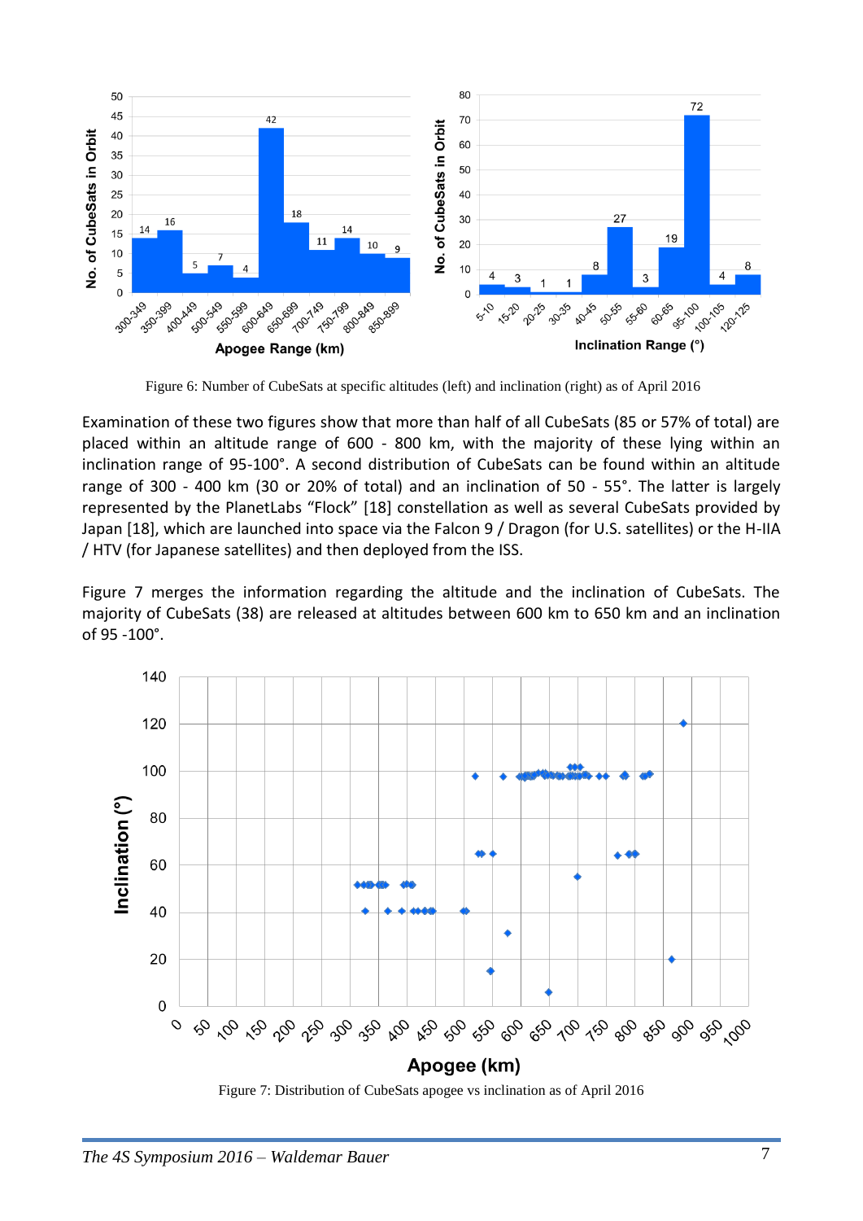Figure 6: Number of CubeSats at specific altitudes (left) and inclination (right) as of April 2016

Examination of these two figures show that more than half of all CubeSats (85 or 57% of total) are placed within an altitude range of 600 - 800 km, with the majority of these lying within an inclination range of 95-100°. A second distribution of CubeSats can be found within an altitude range of 300 - 400 km (30 or 20% of total) and an inclination of 50 - 55°. The latter is largely represented by the PlanetLabs “Flock” [18] constellation as well as several CubeSats provided by Japan [18], which are launched into space via the Falcon 9 / Dragon (for U.S. satellites) or the H-IIA / HTV (for Japanese satellites) and then deployed from the ISS.

Figure 7 merges the information regarding the altitude and the inclination of CubeSats. The majority of CubeSats (38) are released at altitudes between 600 km to 650 km and an inclination of 95 -100°.

Figure 7: Distribution of CubeSats apogee vs inclination as of April 2016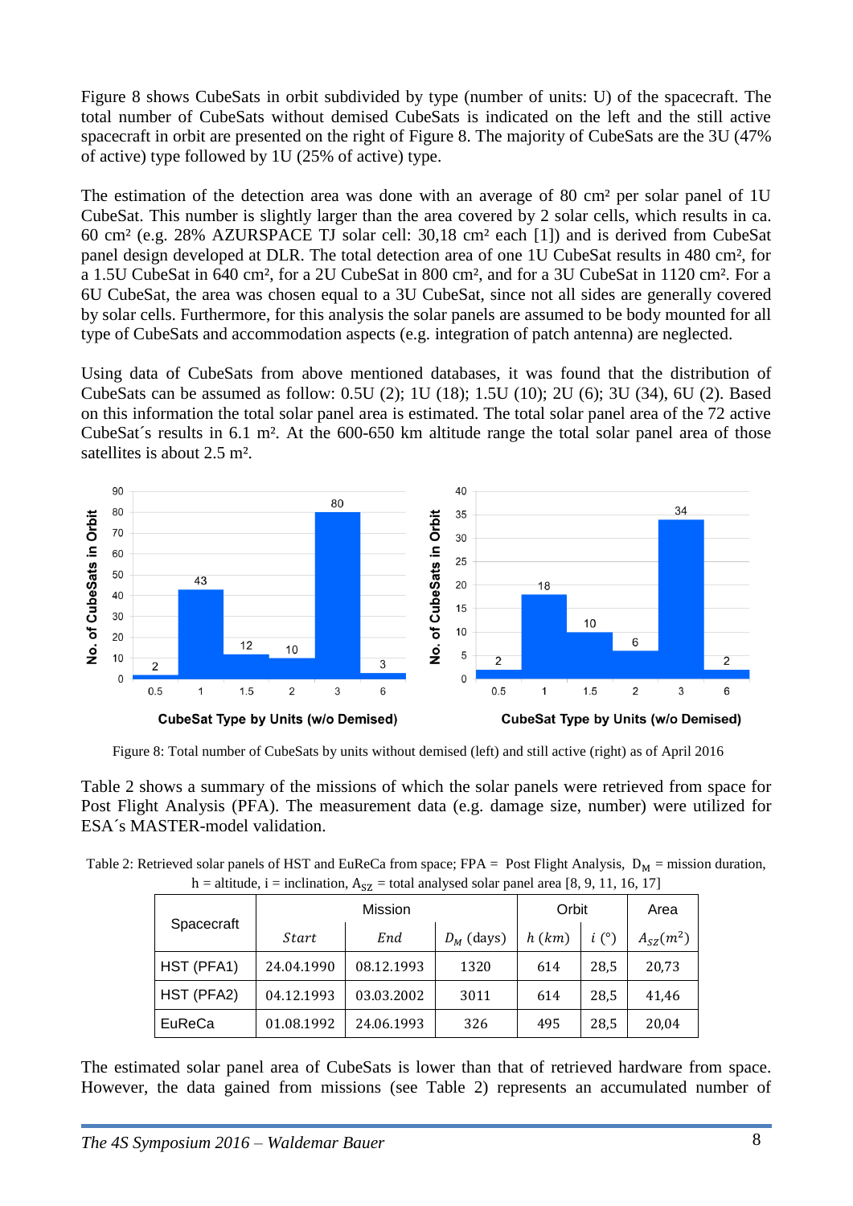Figure 8 shows CubeSats in orbit subdivided by type (number of units: U) of the spacecraft. The total number of CubeSats without demised CubeSats is indicated on the left and the still active spacecraft in orbit are presented on the right of Figure 8. The majority of CubeSats are the 3U (47% of active) type followed by 1U (25% of active) type.

The estimation of the detection area was done with an average of 80 cm² per solar panel of 1U CubeSat. This number is slightly larger than the area covered by 2 solar cells, which results in ca. 60 cm² (e.g. 28% AZURSPACE TJ solar cell: 30,18 cm² each [1]) and is derived from CubeSat panel design developed at DLR. The total detection area of one 1U CubeSat results in 480 cm², for a 1.5U CubeSat in 640 cm², for a 2U CubeSat in 800 cm², and for a 3U CubeSat in 1120 cm². For a 6U CubeSat, the area was chosen equal to a 3U CubeSat, since not all sides are generally covered by solar cells. Furthermore, for this analysis the solar panels are assumed to be body mounted for all type of CubeSats and accommodation aspects (e.g. integration of patch antenna) are neglected.

Using data of CubeSats from above mentioned databases, it was found that the distribution of CubeSats can be assumed as follow: 0.5U (2); 1U (18); 1.5U (10); 2U (6); 3U (34), 6U (2). Based on this information the total solar panel area is estimated. The total solar panel area of the 72 active CubeSat´s results in 6.1 m². At the 600-650 km altitude range the total solar panel area of those satellites is about 2.5 m².

Figure 8: Total number of CubeSats by units without demised (left) and still active (right) as of April 2016

Table 2 shows a summary of the missions of which the solar panels were retrieved from space for Post Flight Analysis (PFA). The measurement data (e.g. damage size, number) were utilized for ESA´s MASTER-model validation.

Table 2: Retrieved solar panels of HST and EuReCa from space; FPA = Post Flight Analysis, $D_M$ = mission duration, h = altitude, i = inclination, $A_{SZ}$ = total analysed solar panel area [8, 9, 11, 16, 17]

| Spacecraft | Mission | | | Orbit | | Area |
|---|---|---|---|---|---|---|
| | *Start* | *End* | $D_M$ (days) | $h$ ($km$) | $i$ (°) | $A_{SZ}(m^2)$ |
| HST (PFA1) | 24.04.1990 | 08.12.1993 | 1320 | 614 | 28,5 | 20,73 |
| HST (PFA2) | 04.12.1993 | 03.03.2002 | 3011 | 614 | 28,5 | 41,46 |
| EuReCa | 01.08.1992 | 24.06.1993 | 326 | 495 | 28,5 | 20,04 |

The estimated solar panel area of CubeSats is lower than that of retrieved hardware from space. However, the data gained from missions (see Table 2) represents an accumulated number of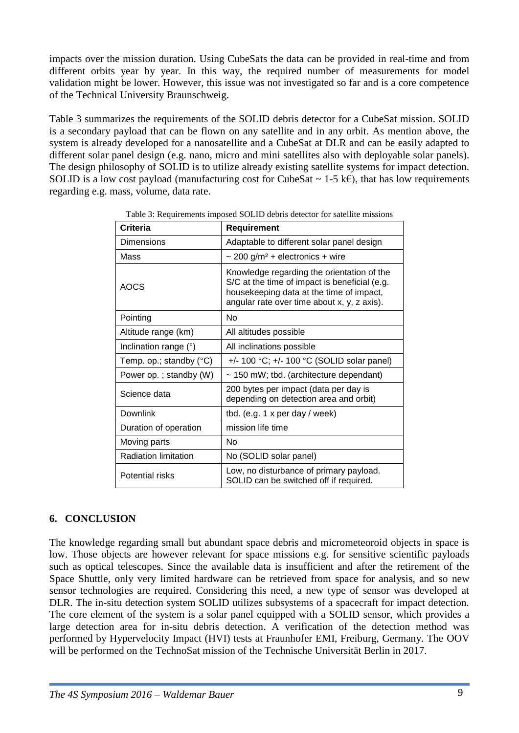impacts over the mission duration. Using CubeSats the data can be provided in real-time and from different orbits year by year. In this way, the required number of measurements for model validation might be lower. However, this issue was not investigated so far and is a core competence of the Technical University Braunschweig.

Table 3 summarizes the requirements of the SOLID debris detector for a CubeSat mission. SOLID is a secondary payload that can be flown on any satellite and in any orbit. As mention above, the system is already developed for a nanosatellite and a CubeSat at DLR and can be easily adapted to different solar panel design (e.g. nano, micro and mini satellites also with deployable solar panels). The design philosophy of SOLID is to utilize already existing satellite systems for impact detection. SOLID is a low cost payload (manufacturing cost for CubeSat ~ 1-5 k€), that has low requirements regarding e.g. mass, volume, data rate.

Table 3: Requirements imposed SOLID debris detector for satellite missions

| Criteria | Requirement |
|---|---|
| Dimensions | Adaptable to different solar panel design |
| Mass | ~ 200 g/m² + electronics + wire |
| AOCS | Knowledge regarding the orientation of the S/C at the time of impact is beneficial (e.g. housekeeping data at the time of impact, angular rate over time about x, y, z axis). |
| Pointing | No |
| Altitude range (km) | All altitudes possible |
| Inclination range (°) | All inclinations possible |
| Temp. op.; standby (°C) | +/- 100 °C; +/- 100 °C (SOLID solar panel) |
| Power op. ; standby (W) | ~ 150 mW; tbd. (architecture dependant) |
| Science data | 200 bytes per impact (data per day is depending on detection area and orbit) |
| Downlink | tbd. (e.g. 1 x per day / week) |
| Duration of operation | mission life time |
| Moving parts | No |
| Radiation limitation | No (SOLID solar panel) |
| Potential risks | Low, no disturbance of primary payload. SOLID can be switched off if required. |

## 6. CONCLUSION

The knowledge regarding small but abundant space debris and micrometeoroid objects in space is low. Those objects are however relevant for space missions e.g. for sensitive scientific payloads such as optical telescopes. Since the available data is insufficient and after the retirement of the Space Shuttle, only very limited hardware can be retrieved from space for analysis, and so new sensor technologies are required. Considering this need, a new type of sensor was developed at DLR. The in-situ detection system SOLID utilizes subsystems of a spacecraft for impact detection. The core element of the system is a solar panel equipped with a SOLID sensor, which provides a large detection area for in-situ debris detection. A verification of the detection method was performed by Hypervelocity Impact (HVI) tests at Fraunhofer EMI, Freiburg, Germany. The OOV will be performed on the TechnoSat mission of the Technische Universität Berlin in 2017.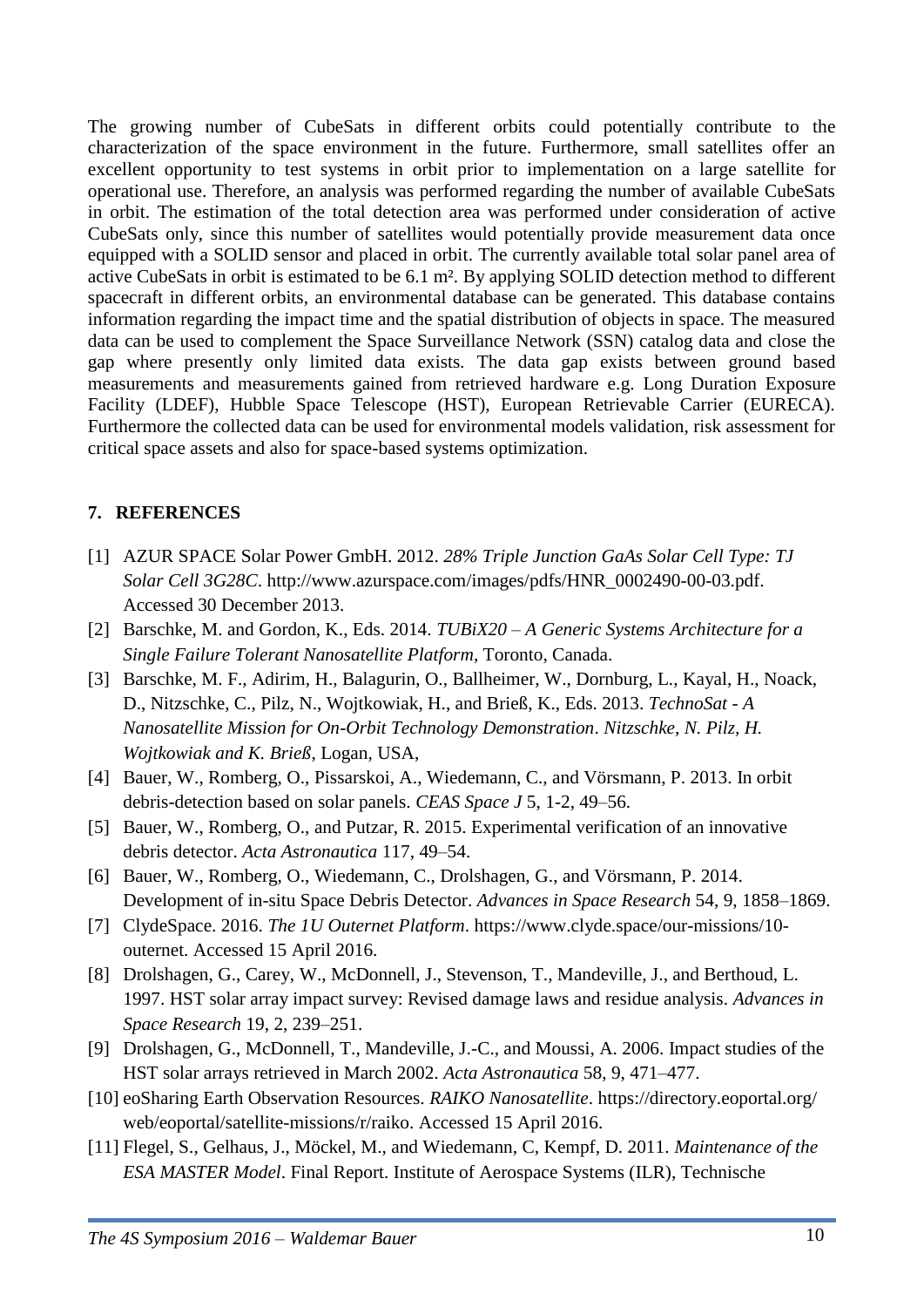The growing number of CubeSats in different orbits could potentially contribute to the characterization of the space environment in the future. Furthermore, small satellites offer an excellent opportunity to test systems in orbit prior to implementation on a large satellite for operational use. Therefore, an analysis was performed regarding the number of available CubeSats in orbit. The estimation of the total detection area was performed under consideration of active CubeSats only, since this number of satellites would potentially provide measurement data once equipped with a SOLID sensor and placed in orbit. The currently available total solar panel area of active CubeSats in orbit is estimated to be 6.1 m². By applying SOLID detection method to different spacecraft in different orbits, an environmental database can be generated. This database contains information regarding the impact time and the spatial distribution of objects in space. The measured data can be used to complement the Space Surveillance Network (SSN) catalog data and close the gap where presently only limited data exists. The data gap exists between ground based measurements and measurements gained from retrieved hardware e.g. Long Duration Exposure Facility (LDEF), Hubble Space Telescope (HST), European Retrievable Carrier (EURECA). Furthermore the collected data can be used for environmental models validation, risk assessment for critical space assets and also for space-based systems optimization.

## 7. REFERENCES

[1] AZUR SPACE Solar Power GmbH. 2012. *28% Triple Junction GaAs Solar Cell Type: TJ Solar Cell 3G28C*. http://www.azurspace.com/images/pdfs/HNR_0002490-00-03.pdf. Accessed 30 December 2013.

[2] Barschke, M. and Gordon, K., Eds. 2014. *TUBiX20 – A Generic Systems Architecture for a Single Failure Tolerant Nanosatellite Platform*, Toronto, Canada.

[3] Barschke, M. F., Adirim, H., Balagurin, O., Ballheimer, W., Dornburg, L., Kayal, H., Noack, D., Nitzschke, C., Pilz, N., Wojtkowiak, H., and Brieß, K., Eds. 2013. *TechnoSat - A Nanosatellite Mission for On-Orbit Technology Demonstration*. *Nitzschke, N. Pilz, H. Wojtkowiak and K. Brieß*, Logan, USA,

[4] Bauer, W., Romberg, O., Pissarskoi, A., Wiedemann, C., and Vörsmann, P. 2013. In orbit debris-detection based on solar panels. *CEAS Space J* 5, 1-2, 49–56.

[5] Bauer, W., Romberg, O., and Putzar, R. 2015. Experimental verification of an innovative debris detector. *Acta Astronautica* 117, 49–54.

[6] Bauer, W., Romberg, O., Wiedemann, C., Drolshagen, G., and Vörsmann, P. 2014. Development of in-situ Space Debris Detector. *Advances in Space Research* 54, 9, 1858–1869.

[7] ClydeSpace. 2016. *The 1U Outernet Platform*. https://www.clyde.space/our-missions/10-outernet. Accessed 15 April 2016.

[8] Drolshagen, G., Carey, W., McDonnell, J., Stevenson, T., Mandeville, J., and Berthoud, L. 1997. HST solar array impact survey: Revised damage laws and residue analysis. *Advances in Space Research* 19, 2, 239–251.

[9] Drolshagen, G., McDonnell, T., Mandeville, J.-C., and Moussi, A. 2006. Impact studies of the HST solar arrays retrieved in March 2002. *Acta Astronautica* 58, 9, 471–477.

[10] eoSharing Earth Observation Resources. *RAIKO Nanosatellite*. https://directory.eoportal.org/web/eoportal/satellite-missions/r/raiko. Accessed 15 April 2016.

[11] Flegel, S., Gelhaus, J., Möckel, M., and Wiedemann, C, Kempf, D. 2011. *Maintenance of the ESA MASTER Model*. Final Report. Institute of Aerospace Systems (ILR), Technische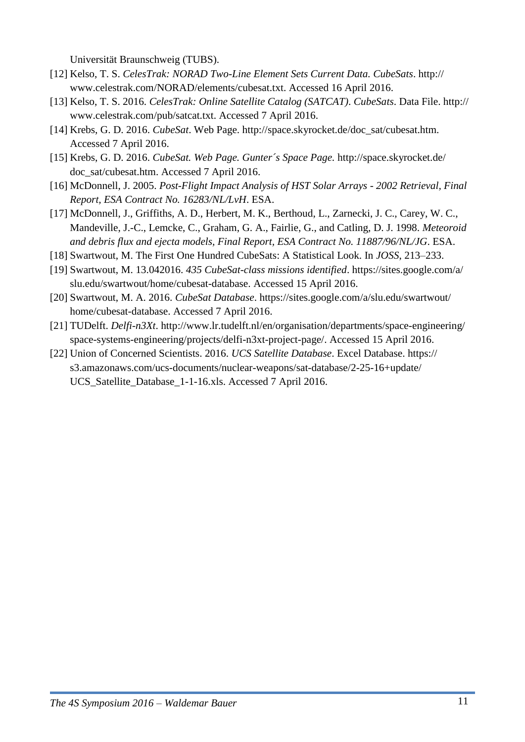Universität Braunschweig (TUBS).

[12] Kelso, T. S. *CelesTrak: NORAD Two-Line Element Sets Current Data. CubeSats*. http://www.celestrak.com/NORAD/elements/cubesat.txt. Accessed 16 April 2016.

[13] Kelso, T. S. 2016. *CelesTrak: Online Satellite Catalog (SATCAT). CubeSats*. Data File. http://www.celestrak.com/pub/satcat.txt. Accessed 7 April 2016.

[14] Krebs, G. D. 2016. *CubeSat*. Web Page. http://space.skyrocket.de/doc_sat/cubesat.htm. Accessed 7 April 2016.

[15] Krebs, G. D. 2016. *CubeSat. Web Page. Gunter´s Space Page.* http://space.skyrocket.de/doc_sat/cubesat.htm. Accessed 7 April 2016.

[16] McDonnell, J. 2005. *Post-Flight Impact Analysis of HST Solar Arrays - 2002 Retrieval, Final Report, ESA Contract No. 16283/NL/LvH*. ESA.

[17] McDonnell, J., Griffiths, A. D., Herbert, M. K., Berthoud, L., Zarnecki, J. C., Carey, W. C., Mandeville, J.-C., Lemcke, C., Graham, G. A., Fairlie, G., and Catling, D. J. 1998. *Meteoroid and debris flux and ejecta models, Final Report, ESA Contract No. 11887/96/NL/JG*. ESA.

[18] Swartwout, M. The First One Hundred CubeSats: A Statistical Look. In *JOSS*, 213–233.

[19] Swartwout, M. 13.042016. *435 CubeSat-class missions identified*. https://sites.google.com/a/slu.edu/swartwout/home/cubesat-database. Accessed 15 April 2016.

[20] Swartwout, M. A. 2016. *CubeSat Database*. https://sites.google.com/a/slu.edu/swartwout/home/cubesat-database. Accessed 7 April 2016.

[21] TUDelft. *Delfi-n3Xt*. http://www.lr.tudelft.nl/en/organisation/departments/space-engineering/space-systems-engineering/projects/delfi-n3xt-project-page/. Accessed 15 April 2016.

[22] Union of Concerned Scientists. 2016. *UCS Satellite Database*. Excel Database. https://s3.amazonaws.com/ucs-documents/nuclear-weapons/sat-database/2-25-16+update/UCS_Satellite_Database_1-1-16.xls. Accessed 7 April 2016.